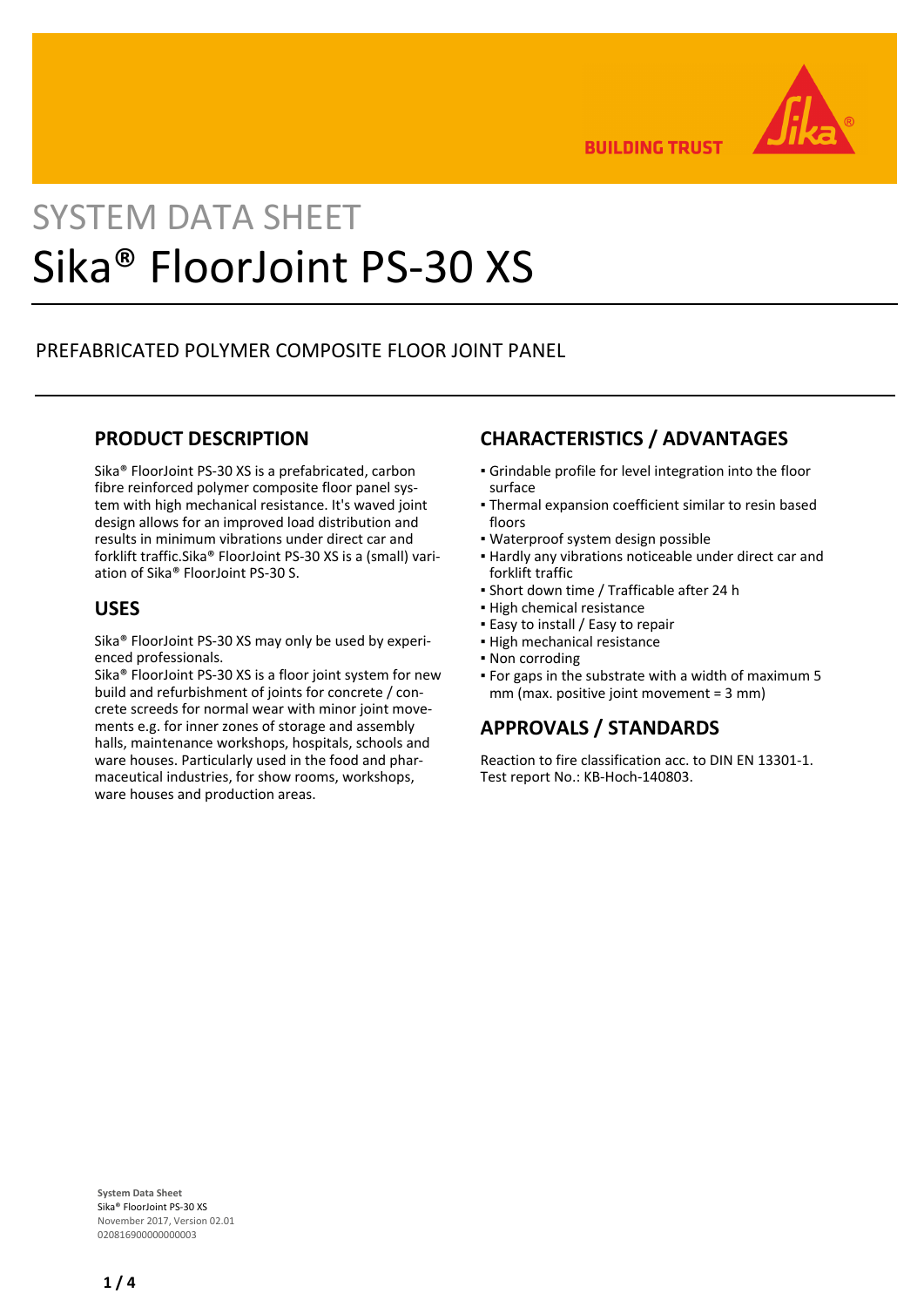# SYSTEM DATA SHEET

# Sika® FloorJoint PS-30 XS

PREFABRICATED POLYMER COMPOSITE FLOOR JOINT PANEL

## PRODUCT DESCRIPTION

Sika® FloorJoint PS-30 XS is a prefabricated, carbon fibre reinforced polymer composite floor panel system with high mechanical resistance. It's waved joint design allows for an improved load distribution and results in minimum vibrations under direct car and forklift traffic.Sika® FloorJoint PS-30 XS is a (small) variation of Sika® FloorJoint PS-30 S.

## USES

Sika® FloorJoint PS-30 XS may only be used by experienced professionals.
Sika® FloorJoint PS-30 XS is a floor joint system for new build and refurbishment of joints for concrete / concrete screeds for normal wear with minor joint movements e.g. for inner zones of storage and assembly halls, maintenance workshops, hospitals, schools and ware houses. Particularly used in the food and pharmaceutical industries, for show rooms, workshops, ware houses and production areas.

## CHARACTERISTICS / ADVANTAGES

- Grindable profile for level integration into the floor surface
- Thermal expansion coefficient similar to resin based floors
- Waterproof system design possible
- Hardly any vibrations noticeable under direct car and forklift traffic
- Short down time / Trafficable after 24 h
- High chemical resistance
- Easy to install / Easy to repair
- High mechanical resistance
- Non corroding
- For gaps in the substrate with a width of maximum 5 mm (max. positive joint movement = 3 mm)

## APPROVALS / STANDARDS

Reaction to fire classification acc. to DIN EN 13301-1. Test report No.: KB-Hoch-140803.

**System Data Sheet**
Sika® FloorJoint PS-30 XS
November 2017, Version 02.01
020816900000000003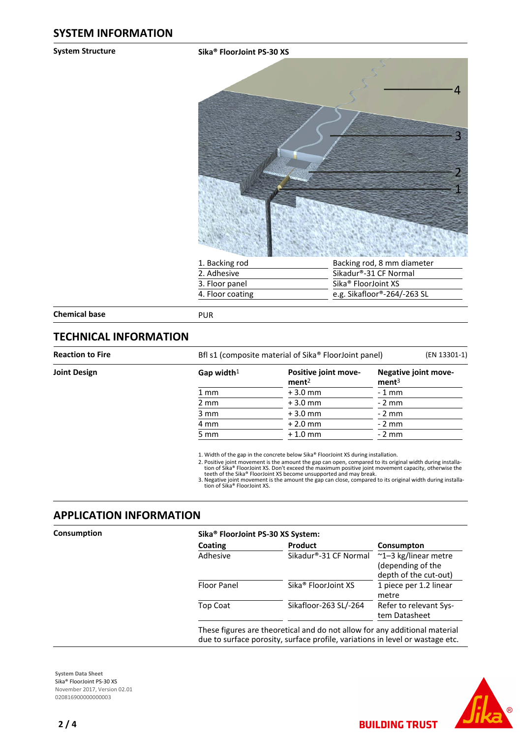## SYSTEM INFORMATION

**System Structure**

**Sika® FloorJoint PS-30 XS**

| | |
|---|---|
| 1. Backing rod | Backing rod, 8 mm diameter |
| 2. Adhesive | Sikadur®-31 CF Normal |
| 3. Floor panel | Sika® FloorJoint XS |
| 4. Floor coating | e.g. Sikafloor®-264/-263 SL |

**Chemical base**

PUR

## TECHNICAL INFORMATION

**Reaction to Fire**

Bfl s1 (composite material of Sika® FloorJoint panel) (EN 13301-1)

**Joint Design**

| Gap width[1] | Positive joint movement[2] | Negative joint movement[3] |
|---|---|---|
| 1 mm | + 3.0 mm | - 1 mm |
| 2 mm | + 3.0 mm | - 2 mm |
| 3 mm | + 3.0 mm | - 2 mm |
| 4 mm | + 2.0 mm | - 2 mm |
| 5 mm | + 1.0 mm | - 2 mm |

1. Width of the gap in the concrete below Sika® FloorJoint XS during installation.
2. Positive joint movement is the amount the gap can open, compared to its original width during installation of Sika® FloorJoint XS. Don't exceed the maximum positive joint movement capacity, otherwise the teeth of the Sika® FloorJoint XS become unsupported and may break.
3. Negative joint movement is the amount the gap can close, compared to its original width during installation of Sika® FloorJoint XS.

## APPLICATION INFORMATION

**Consumption**

**Sika® FloorJoint PS-30 XS System:**

| Coating | Product | Consumpton |
|---|---|---|
| Adhesive | Sikadur®-31 CF Normal | ~1–3 kg/linear metre (depending of the depth of the cut-out) |
| Floor Panel | Sika® FloorJoint XS | 1 piece per 1.2 linear metre |
| Top Coat | Sikafloor-263 SL/-264 | Refer to relevant System Datasheet |

These figures are theoretical and do not allow for any additional material due to surface porosity, surface profile, variations in level or wastage etc.

System Data Sheet
Sika® FloorJoint PS-30 XS
November 2017, Version 02.01
020816900000000003

BUILDING TRUST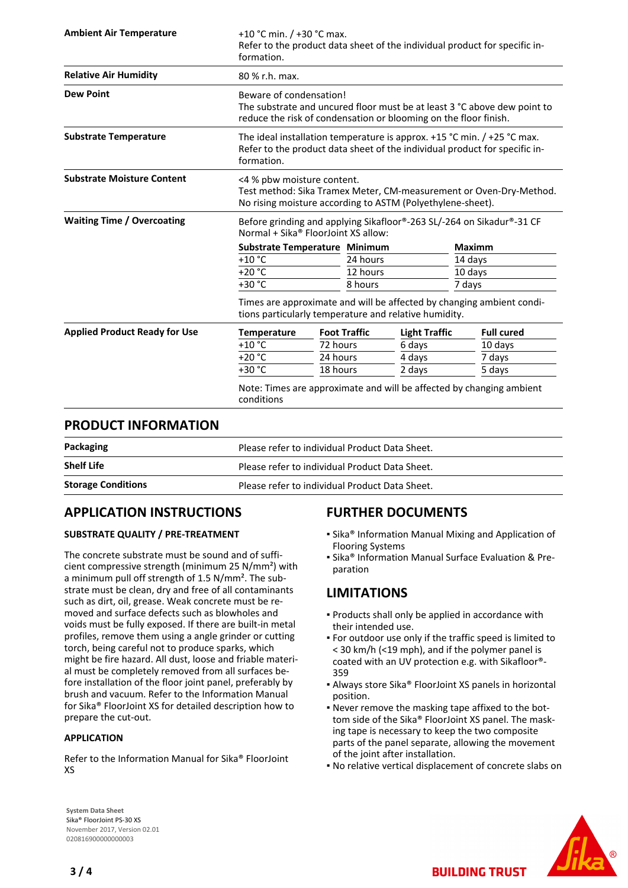| | |
|---|---|
| **Ambient Air Temperature** | +10 °C min. / +30 °C max. Refer to the product data sheet of the individual product for specific information. |
| **Relative Air Humidity** | 80 % r.h. max. |
| **Dew Point** | Beware of condensation! The substrate and uncured floor must be at least 3 °C above dew point to reduce the risk of condensation or blooming on the floor finish. |
| **Substrate Temperature** | The ideal installation temperature is approx. +15 °C min. / +25 °C max. Refer to the product data sheet of the individual product for specific information. |
| **Substrate Moisture Content** | <4 % pbw moisture content. Test method: Sika Tramex Meter, CM-measurement or Oven-Dry-Method. No rising moisture according to ASTM (Polyethylene-sheet). |

**Waiting Time / Overcoating**

Before grinding and applying Sikafloor®-263 SL/-264 on Sikadur®-31 CF Normal + Sika® FloorJoint XS allow:

| Substrate Temperature | Minimum | Maximm |
|---|---|---|
| +10 °C | 24 hours | 14 days |
| +20 °C | 12 hours | 10 days |
| +30 °C | 8 hours | 7 days |

Times are approximate and will be affected by changing ambient conditions particularly temperature and relative humidity.

**Applied Product Ready for Use**

| Temperature | Foot Traffic | Light Traffic | Full cured |
|---|---|---|---|
| +10 °C | 72 hours | 6 days | 10 days |
| +20 °C | 24 hours | 4 days | 7 days |
| +30 °C | 18 hours | 2 days | 5 days |

Note: Times are approximate and will be affected by changing ambient conditions

## PRODUCT INFORMATION

| | |
|---|---|
| **Packaging** | Please refer to individual Product Data Sheet. |
| **Shelf Life** | Please refer to individual Product Data Sheet. |
| **Storage Conditions** | Please refer to individual Product Data Sheet. |

## APPLICATION INSTRUCTIONS

### SUBSTRATE QUALITY / PRE-TREATMENT

The concrete substrate must be sound and of sufficient compressive strength (minimum 25 N/mm²) with a minimum pull off strength of 1.5 N/mm². The substrate must be clean, dry and free of all contaminants such as dirt, oil, grease. Weak concrete must be removed and surface defects such as blowholes and voids must be fully exposed. If there are built-in metal profiles, remove them using a angle grinder or cutting torch, being careful not to produce sparks, which might be fire hazard. All dust, loose and friable material must be completely removed from all surfaces before installation of the floor joint panel, preferably by brush and vacuum. Refer to the Information Manual for Sika® FloorJoint XS for detailed description how to prepare the cut-out.

### APPLICATION

Refer to the Information Manual for Sika® FloorJoint XS

## FURTHER DOCUMENTS

- Sika® Information Manual Mixing and Application of Flooring Systems
- Sika® Information Manual Surface Evaluation & Preparation

## LIMITATIONS

- Products shall only be applied in accordance with their intended use.
- For outdoor use only if the traffic speed is limited to < 30 km/h (<19 mph), and if the polymer panel is coated with an UV protection e.g. with Sikafloor®-359
- Always store Sika® FloorJoint XS panels in horizontal position.
- Never remove the masking tape affixed to the bottom side of the Sika® FloorJoint XS panel. The masking tape is necessary to keep the two composite parts of the panel separate, allowing the movement of the joint after installation.
- No relative vertical displacement of concrete slabs on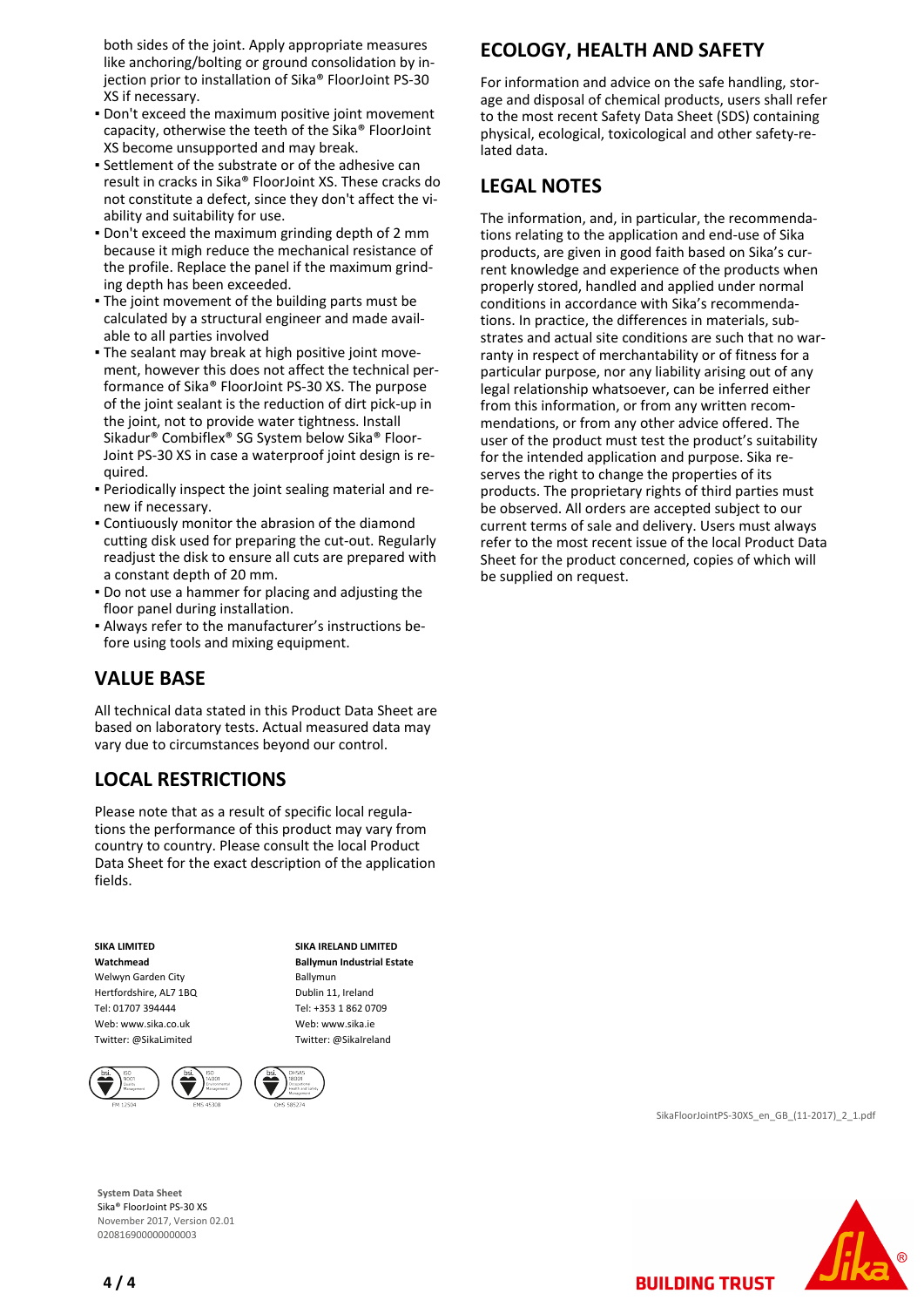both sides of the joint. Apply appropriate measures like anchoring/bolting or ground consolidation by injection prior to installation of Sika® FloorJoint PS-30 XS if necessary.

- Don't exceed the maximum positive joint movement capacity, otherwise the teeth of the Sika® FloorJoint XS become unsupported and may break.
- Settlement of the substrate or of the adhesive can result in cracks in Sika® FloorJoint XS. These cracks do not constitute a defect, since they don't affect the viability and suitability for use.
- Don't exceed the maximum grinding depth of 2 mm because it migh reduce the mechanical resistance of the profile. Replace the panel if the maximum grinding depth has been exceeded.
- The joint movement of the building parts must be calculated by a structural engineer and made available to all parties involved
- The sealant may break at high positive joint movement, however this does not affect the technical performance of Sika® FloorJoint PS-30 XS. The purpose of the joint sealant is the reduction of dirt pick-up in the joint, not to provide water tightness. Install Sikadur® Combiflex® SG System below Sika® FloorJoint PS-30 XS in case a waterproof joint design is required.
- Periodically inspect the joint sealing material and renew if necessary.
- Contiuously monitor the abrasion of the diamond cutting disk used for preparing the cut-out. Regularly readjust the disk to ensure all cuts are prepared with a constant depth of 20 mm.
- Do not use a hammer for placing and adjusting the floor panel during installation.
- Always refer to the manufacturer's instructions before using tools and mixing equipment.

## VALUE BASE

All technical data stated in this Product Data Sheet are based on laboratory tests. Actual measured data may vary due to circumstances beyond our control.

## LOCAL RESTRICTIONS

Please note that as a result of specific local regulations the performance of this product may vary from country to country. Please consult the local Product Data Sheet for the exact description of the application fields.

## ECOLOGY, HEALTH AND SAFETY

For information and advice on the safe handling, storage and disposal of chemical products, users shall refer to the most recent Safety Data Sheet (SDS) containing physical, ecological, toxicological and other safety-related data.

## LEGAL NOTES

The information, and, in particular, the recommendations relating to the application and end-use of Sika products, are given in good faith based on Sika's current knowledge and experience of the products when properly stored, handled and applied under normal conditions in accordance with Sika's recommendations. In practice, the differences in materials, substrates and actual site conditions are such that no warranty in respect of merchantability or of fitness for a particular purpose, nor any liability arising out of any legal relationship whatsoever, can be inferred either from this information, or from any written recommendations, or from any other advice offered. The user of the product must test the product's suitability for the intended application and purpose. Sika reserves the right to change the properties of its products. The proprietary rights of third parties must be observed. All orders are accepted subject to our current terms of sale and delivery. Users must always refer to the most recent issue of the local Product Data Sheet for the product concerned, copies of which will be supplied on request.

**SIKA LIMITED**
**Watchmead**
Welwyn Garden City
Hertfordshire, AL7 1BQ
Tel: 01707 394444
Web: www.sika.co.uk
Twitter: @SikaLimited

**SIKA IRELAND LIMITED**
**Ballymun Industrial Estate**
Ballymun
Dublin 11, Ireland
Tel: +353 1 862 0709
Web: www.sika.ie
Twitter: @SikaIreland

FM 12504 EMS 45308 OHS 585274

SikaFloorJointPS-30XS_en_GB_(11-2017)_2_1.pdf

**System Data Sheet**
Sika® FloorJoint PS-30 XS
November 2017, Version 02.01
020816900000000003

**BUILDING TRUST**